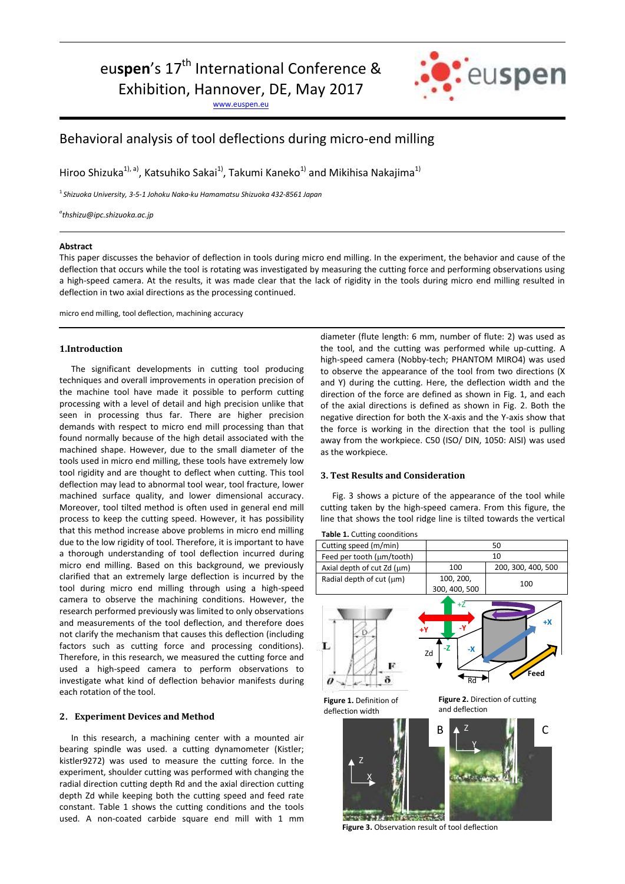euspen's 17th International Conference & Exhibition, Hannover, DE, May 2017

www.euspen.eu

# Behavioral analysis of tool deflections during micro-end milling

Hiroo Shizuka[1), a)], Katsuhiko Sakai[1)], Takumi Kaneko[1)] and Mikihisa Nakajima[1)]

[1] *Shizuoka University, 3-5-1 Johoku Naka-ku Hamamatsu Shizuoka 432-8561 Japan*

[a] *thshizu@ipc.shizuoka.ac.jp*

**Abstract**

This paper discusses the behavior of deflection in tools during micro end milling. In the experiment, the behavior and cause of the deflection that occurs while the tool is rotating was investigated by measuring the cutting force and performing observations using a high-speed camera. At the results, it was made clear that the lack of rigidity in the tools during micro end milling resulted in deflection in two axial directions as the processing continued.

micro end milling, tool deflection, machining accuracy

## 1.Introduction

The significant developments in cutting tool producing techniques and overall improvements in operation precision of the machine tool have made it possible to perform cutting processing with a level of detail and high precision unlike that seen in processing thus far. There are higher precision demands with respect to micro end mill processing than that found normally because of the high detail associated with the machined shape. However, due to the small diameter of the tools used in micro end milling, these tools have extremely low tool rigidity and are thought to deflect when cutting. This tool deflection may lead to abnormal tool wear, tool fracture, lower machined surface quality, and lower dimensional accuracy. Moreover, tool tilted method is often used in general end mill process to keep the cutting speed. However, it has possibility that this method increase above problems in micro end milling due to the low rigidity of tool. Therefore, it is important to have a thorough understanding of tool deflection incurred during micro end milling. Based on this background, we previously clarified that an extremely large deflection is incurred by the tool during micro end milling through using a high-speed camera to observe the machining conditions. However, the research performed previously was limited to only observations and measurements of the tool deflection, and therefore does not clarify the mechanism that causes this deflection (including factors such as cutting force and processing conditions). Therefore, in this research, we measured the cutting force and used a high-speed camera to perform observations to investigate what kind of deflection behavior manifests during each rotation of the tool.

## 2. Experiment Devices and Method

In this research, a machining center with a mounted air bearing spindle was used. a cutting dynamometer (Kistler; kistler9272) was used to measure the cutting force. In the experiment, shoulder cutting was performed with changing the radial direction cutting depth Rd and the axial direction cutting depth Zd while keeping both the cutting speed and feed rate constant. Table 1 shows the cutting conditions and the tools used. A non-coated carbide square end mill with 1 mm diameter (flute length: 6 mm, number of flute: 2) was used as the tool, and the cutting was performed while up-cutting. A high-speed camera (Nobby-tech; PHANTOM MIRO4) was used to observe the appearance of the tool from two directions (X and Y) during the cutting. Here, the deflection width and the direction of the force are defined as shown in Fig. 1, and each of the axial directions is defined as shown in Fig. 2. Both the negative direction for both the X-axis and the Y-axis show that the force is working in the direction that the tool is pulling away from the workpiece. C50 (ISO/ DIN, 1050: AISI) was used as the workpiece.

## 3. Test Results and Consideration

Fig. 3 shows a picture of the appearance of the tool while cutting taken by the high-speed camera. From this figure, the line that shows the tool ridge line is tilted towards the vertical

**Table 1.** Cutting coonditions

| Cutting speed (m/min) | 50 | |
|---|---|---|
| Feed per tooth (μm/tooth) | 10 | |
| Axial depth of cut Zd (μm) | 100 | 200, 300, 400, 500 |
| Radial depth of cut (μm) | 100, 200, 300, 400, 500 | 100 |

**Figure 1.** Definition of deflection width

**Figure 2.** Direction of cutting and deflection

**Figure 3.** Observation result of tool deflection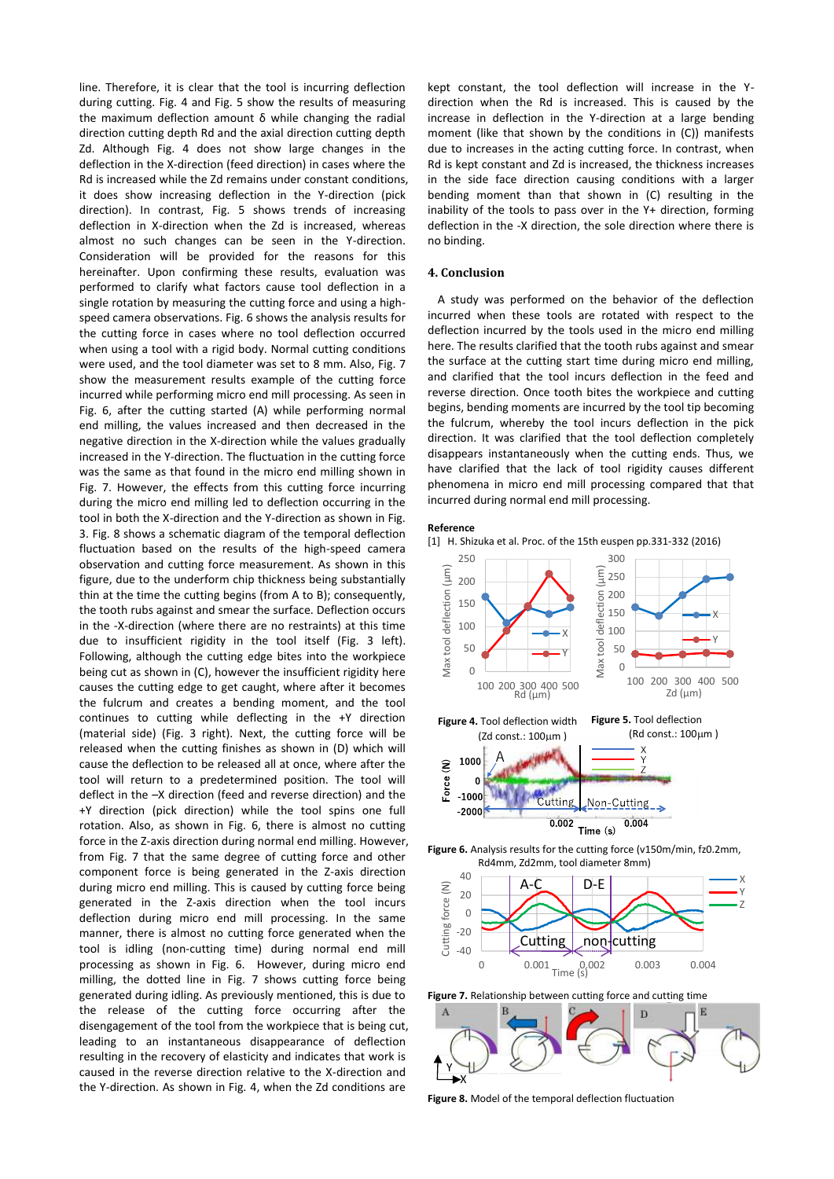line. Therefore, it is clear that the tool is incurring deflection during cutting. Fig. 4 and Fig. 5 show the results of measuring the maximum deflection amount δ while changing the radial direction cutting depth Rd and the axial direction cutting depth Zd. Although Fig. 4 does not show large changes in the deflection in the X-direction (feed direction) in cases where the Rd is increased while the Zd remains under constant conditions, it does show increasing deflection in the Y-direction (pick direction). In contrast, Fig. 5 shows trends of increasing deflection in X-direction when the Zd is increased, whereas almost no such changes can be seen in the Y-direction. Consideration will be provided for the reasons for this hereinafter. Upon confirming these results, evaluation was performed to clarify what factors cause tool deflection in a single rotation by measuring the cutting force and using a high-speed camera observations. Fig. 6 shows the analysis results for the cutting force in cases where no tool deflection occurred when using a tool with a rigid body. Normal cutting conditions were used, and the tool diameter was set to 8 mm. Also, Fig. 7 show the measurement results example of the cutting force incurred while performing micro end mill processing. As seen in Fig. 6, after the cutting started (A) while performing normal end milling, the values increased and then decreased in the negative direction in the X-direction while the values gradually increased in the Y-direction. The fluctuation in the cutting force was the same as that found in the micro end milling shown in Fig. 7. However, the effects from this cutting force incurring during the micro end milling led to deflection occurring in the tool in both the X-direction and the Y-direction as shown in Fig. 3. Fig. 8 shows a schematic diagram of the temporal deflection fluctuation based on the results of the high-speed camera observation and cutting force measurement. As shown in this figure, due to the underform chip thickness being substantially thin at the time the cutting begins (from A to B); consequently, the tooth rubs against and smear the surface. Deflection occurs in the -X-direction (where there are no restraints) at this time due to insufficient rigidity in the tool itself (Fig. 3 left). Following, although the cutting edge bites into the workpiece being cut as shown in (C), however the insufficient rigidity here causes the cutting edge to get caught, where after it becomes the fulcrum and creates a bending moment, and the tool continues to cutting while deflecting in the +Y direction (material side) (Fig. 3 right). Next, the cutting force will be released when the cutting finishes as shown in (D) which will cause the deflection to be released all at once, where after the tool will return to a predetermined position. The tool will deflect in the –X direction (feed and reverse direction) and the +Y direction (pick direction) while the tool spins one full rotation. Also, as shown in Fig. 6, there is almost no cutting force in the Z-direction during normal end milling. However, from Fig. 7 that the same degree of cutting force and other component force is being generated in the Z-axis direction during micro end milling. This is caused by cutting force being generated in the Z-axis direction when the tool incurs deflection during micro end mill processing. In the same manner, there is almost no cutting force generated when the tool is idling (non-cutting time) during normal end mill processing as shown in Fig. 6. However, during micro end milling, the dotted line in Fig. 7 shows cutting force being generated during idling. As previously mentioned, this is due to the release of the cutting force occurring after the disengagement of the tool from the workpiece that is being cut, leading to an instantaneous disappearance of deflection resulting in the recovery of elasticity and indicates that work is caused in the reverse direction relative to the X-direction and the Y-direction. As shown in Fig. 4, when the Zd conditions are kept constant, the tool deflection will increase in the Y-direction when the Rd is increased. This is caused by the increase in deflection in the Y-direction at a large bending moment (like that shown by the conditions in (C)) manifests due to increases in the acting cutting force. In contrast, when Rd is kept constant and Zd is increased, the thickness increases in the side face direction causing conditions with a larger bending moment than that shown in (C) resulting in the inability of the tools to pass over in the Y+ direction, forming deflection in the -X direction, the sole direction where there is no binding.

## 4. Conclusion

A study was performed on the behavior of the deflection incurred when these tools are rotated with respect to the deflection incurred by the tools used in the micro end milling here. The results clarified that the tooth rubs against and smear the surface at the cutting start time during micro end milling, and clarified that the tool incurs deflection in the feed and reverse direction. Once tooth bites the workpiece and cutting begins, bending moments are incurred by the tool tip becoming the fulcrum, whereby the tool incurs deflection in the pick direction. It was clarified that the tool deflection completely disappears instantaneously when the cutting ends. Thus, we have clarified that the lack of tool rigidity causes different phenomena in micro end mill processing compared that that incurred during normal end mill processing.

**Reference**

[1] H. Shizuka et al. Proc. of the 15th euspen pp.331-332 (2016)

Max tool deflection (μm)
Rd (μm)
X
Y

**Figure 4.** Tool deflection width (Zd const.: 100μm )

Max tool deflection (μm)
Zd (μm)
X
Y

**Figure 5.** Tool deflection (Rd const.: 100μm )

Force (N)
A
Cutting
Non-Cutting
Time (s)
X
Y
Z

**Figure 6.** Analysis results for the cutting force (v150m/min, fz0.2mm, Rd4mm, Zd2mm, tool diameter 8mm)

Cutting force (N)
A-C
D-E
Cutting
non-cutting
Time (s)
X
Y
Z

**Figure 7.** Relationship between cutting force and cutting time

A B C D E
Y
X

**Figure 8.** Model of the temporal deflection fluctuation